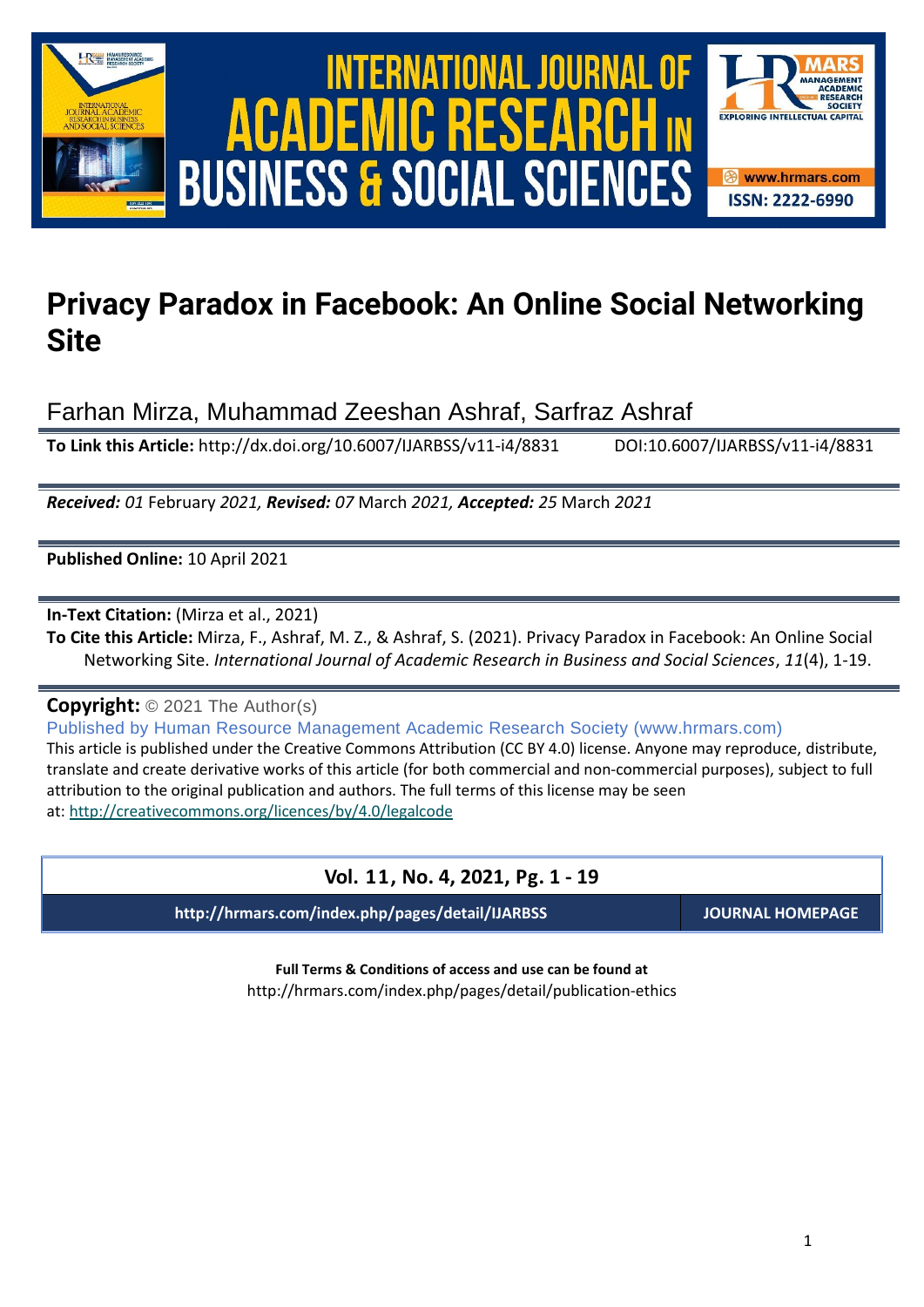# Privacy Paradox in Facebook: An Online Social Networking Site

Farhan Mirza, Muhammad Zeeshan Ashraf, Sarfraz Ashraf

**To Link this Article:** http://dx.doi.org/10.6007/IJARBSS/v11-i4/8831 DOI:10.6007/IJARBSS/v11-i4/8831

***Received:*** *01* February *2021,* ***Revised:*** *07* March *2021,* ***Accepted:*** *25* March *2021*

**Published Online:** 10 April 2021

**In-Text Citation:** (Mirza et al., 2021)

**To Cite this Article:** Mirza, F., Ashraf, M. Z., & Ashraf, S. (2021). Privacy Paradox in Facebook: An Online Social Networking Site. *International Journal of Academic Research in Business and Social Sciences*, *11*(4), 1-19.

**Copyright:** © 2021 The Author(s)

Published by Human Resource Management Academic Research Society (www.hrmars.com)

This article is published under the Creative Commons Attribution (CC BY 4.0) license. Anyone may reproduce, distribute, translate and create derivative works of this article (for both commercial and non-commercial purposes), subject to full attribution to the original publication and authors. The full terms of this license may be seen at: http://creativecommons.org/licences/by/4.0/legalcode

**Vol. 11, No. 4, 2021, Pg. 1 - 19**

**http://hrmars.com/index.php/pages/detail/IJARBSS** **JOURNAL HOMEPAGE**

**Full Terms & Conditions of access and use can be found at**

http://hrmars.com/index.php/pages/detail/publication-ethics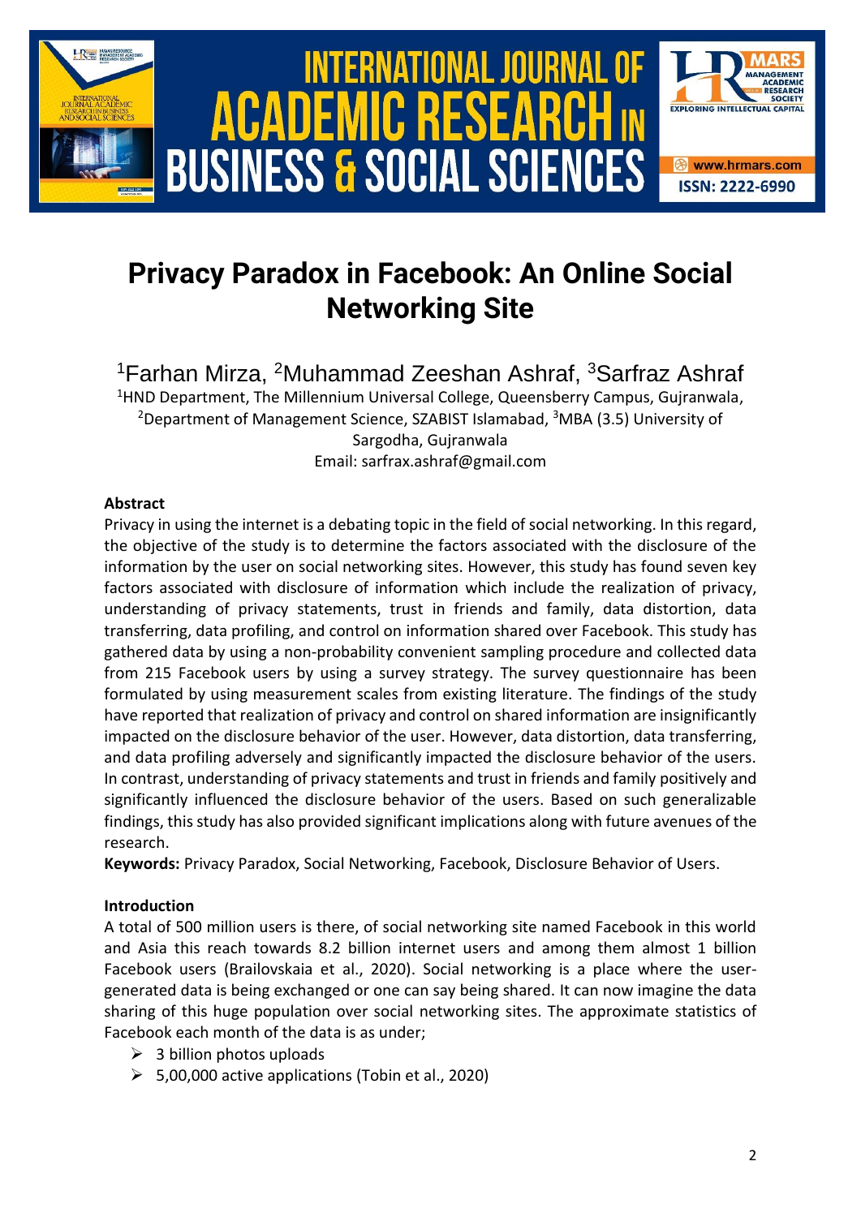# Privacy Paradox in Facebook: An Online Social Networking Site

[1]Farhan Mirza, [2]Muhammad Zeeshan Ashraf, [3]Sarfraz Ashraf

[1]HND Department, The Millennium Universal College, Queensberry Campus, Gujranwala, [2]Department of Management Science, SZABIST Islamabad, [3]MBA (3.5) University of Sargodha, Gujranwala

Email: sarfrax.ashraf@gmail.com

**Abstract**

Privacy in using the internet is a debating topic in the field of social networking. In this regard, the objective of the study is to determine the factors associated with the disclosure of the information by the user on social networking sites. However, this study has found seven key factors associated with disclosure of information which include the realization of privacy, understanding of privacy statements, trust in friends and family, data distortion, data transferring, data profiling, and control on information shared over Facebook. This study has gathered data by using a non-probability convenient sampling procedure and collected data from 215 Facebook users by using a survey strategy. The survey questionnaire has been formulated by using measurement scales from existing literature. The findings of the study have reported that realization of privacy and control on shared information are insignificantly impacted on the disclosure behavior of the user. However, data distortion, data transferring, and data profiling adversely and significantly impacted the disclosure behavior of the users. In contrast, understanding of privacy statements and trust in friends and family positively and significantly influenced the disclosure behavior of the users. Based on such generalizable findings, this study has also provided significant implications along with future avenues of the research.

**Keywords:** Privacy Paradox, Social Networking, Facebook, Disclosure Behavior of Users.

**Introduction**

A total of 500 million users is there, of social networking site named Facebook in this world and Asia this reach towards 8.2 billion internet users and among them almost 1 billion Facebook users (Brailovskaia et al., 2020). Social networking is a place where the user-generated data is being exchanged or one can say being shared. It can now imagine the data sharing of this huge population over social networking sites. The approximate statistics of Facebook each month of the data is as under;

- 3 billion photos uploads
- 5,00,000 active applications (Tobin et al., 2020)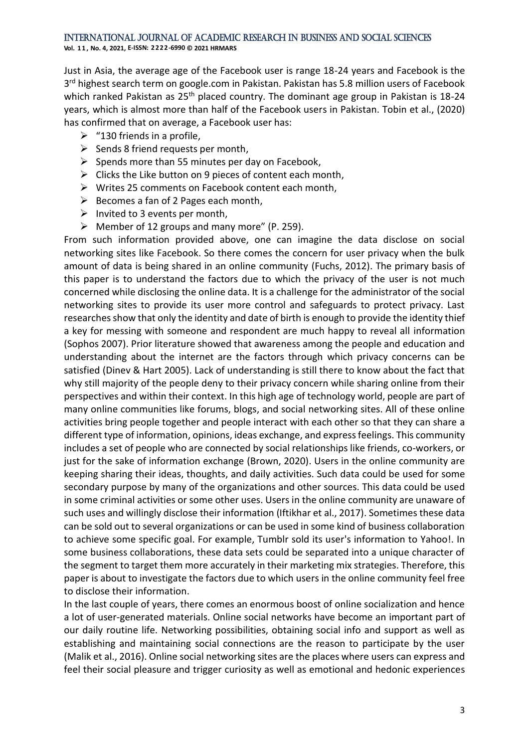Just in Asia, the average age of the Facebook user is range 18-24 years and Facebook is the 3rd highest search term on google.com in Pakistan. Pakistan has 5.8 million users of Facebook which ranked Pakistan as 25th placed country. The dominant age group in Pakistan is 18-24 years, which is almost more than half of the Facebook users in Pakistan. Tobin et al., (2020) has confirmed that on average, a Facebook user has:

- "130 friends in a profile,
- Sends 8 friend requests per month,
- Spends more than 55 minutes per day on Facebook,
- Clicks the Like button on 9 pieces of content each month,
- Writes 25 comments on Facebook content each month,
- Becomes a fan of 2 Pages each month,
- Invited to 3 events per month,
- Member of 12 groups and many more" (P. 259).

From such information provided above, one can imagine the data disclose on social networking sites like Facebook. So there comes the concern for user privacy when the bulk amount of data is being shared in an online community (Fuchs, 2012). The primary basis of this paper is to understand the factors due to which the privacy of the user is not much concerned while disclosing the online data. It is a challenge for the administrator of the social networking sites to provide its user more control and safeguards to protect privacy. Last researches show that only the identity and date of birth is enough to provide the identity thief a key for messing with someone and respondent are much happy to reveal all information (Sophos 2007). Prior literature showed that awareness among the people and education and understanding about the internet are the factors through which privacy concerns can be satisfied (Dinev & Hart 2005). Lack of understanding is still there to know about the fact that why still majority of the people deny to their privacy concern while sharing online from their perspectives and within their context. In this high age of technology world, people are part of many online communities like forums, blogs, and social networking sites. All of these online activities bring people together and people interact with each other so that they can share a different type of information, opinions, ideas exchange, and express feelings. This community includes a set of people who are connected by social relationships like friends, co-workers, or just for the sake of information exchange (Brown, 2020). Users in the online community are keeping sharing their ideas, thoughts, and daily activities. Such data could be used for some secondary purpose by many of the organizations and other sources. This data could be used in some criminal activities or some other uses. Users in the online community are unaware of such uses and willingly disclose their information (Iftikhar et al., 2017). Sometimes these data can be sold out to several organizations or can be used in some kind of business collaboration to achieve some specific goal. For example, Tumblr sold its user's information to Yahoo!. In some business collaborations, these data sets could be separated into a unique character of the segment to target them more accurately in their marketing mix strategies. Therefore, this paper is about to investigate the factors due to which users in the online community feel free to disclose their information.

In the last couple of years, there comes an enormous boost of online socialization and hence a lot of user-generated materials. Online social networks have become an important part of our daily routine life. Networking possibilities, obtaining social info and support as well as establishing and maintaining social connections are the reason to participate by the user (Malik et al., 2016). Online social networking sites are the places where users can express and feel their social pleasure and trigger curiosity as well as emotional and hedonic experiences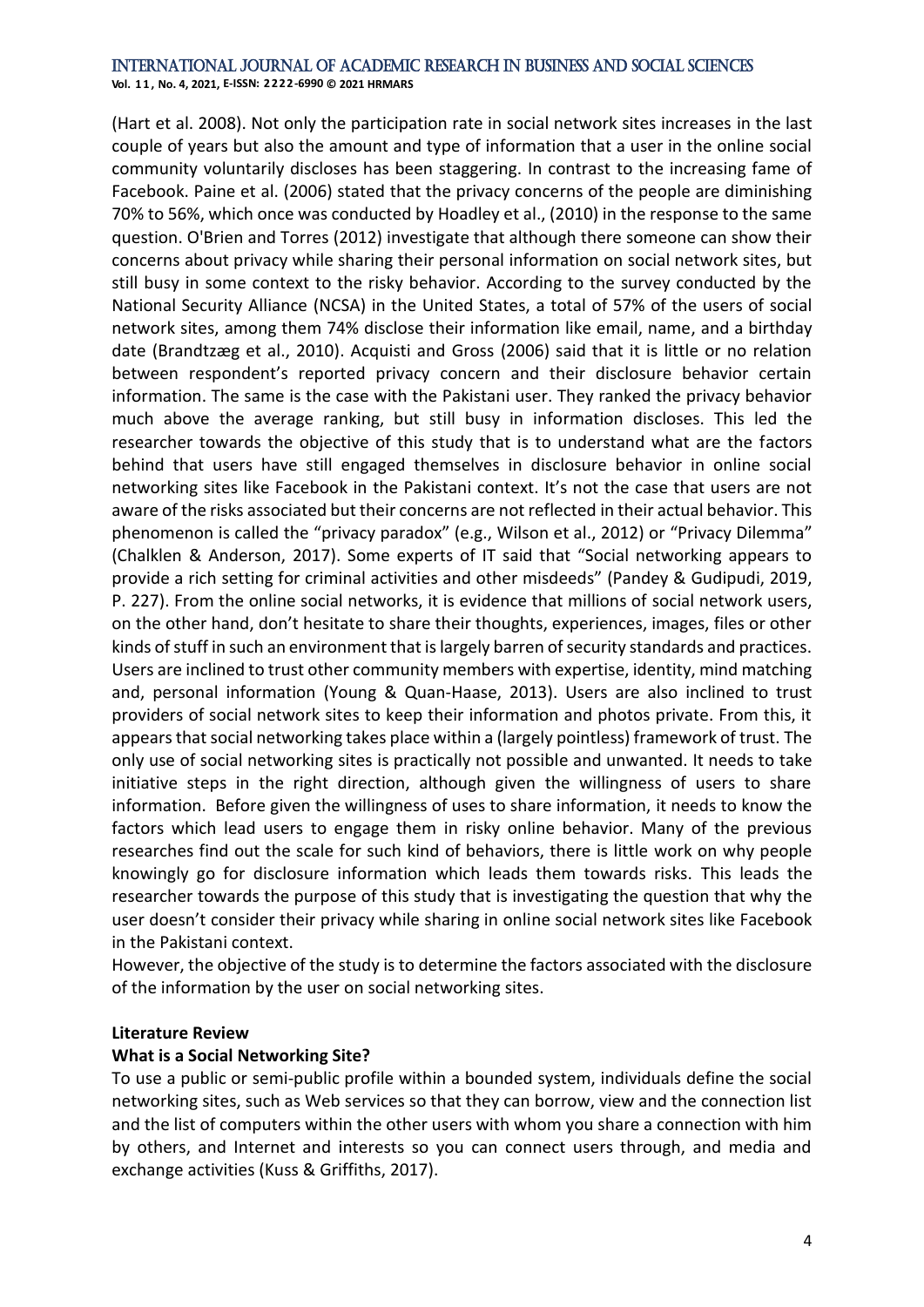(Hart et al. 2008). Not only the participation rate in social network sites increases in the last couple of years but also the amount and type of information that a user in the online social community voluntarily discloses has been staggering. In contrast to the increasing fame of Facebook. Paine et al. (2006) stated that the privacy concerns of the people are diminishing 70% to 56%, which once was conducted by Hoadley et al., (2010) in the response to the same question. O'Brien and Torres (2012) investigate that although there someone can show their concerns about privacy while sharing their personal information on social network sites, but still busy in some context to the risky behavior. According to the survey conducted by the National Security Alliance (NCSA) in the United States, a total of 57% of the users of social network sites, among them 74% disclose their information like email, name, and a birthday date (Brandtzæg et al., 2010). Acquisti and Gross (2006) said that it is little or no relation between respondent's reported privacy concern and their disclosure behavior certain information. The same is the case with the Pakistani user. They ranked the privacy behavior much above the average ranking, but still busy in information discloses. This led the researcher towards the objective of this study that is to understand what are the factors behind that users have still engaged themselves in disclosure behavior in online social networking sites like Facebook in the Pakistani context. It's not the case that users are not aware of the risks associated but their concerns are not reflected in their actual behavior. This phenomenon is called the "privacy paradox" (e.g., Wilson et al., 2012) or "Privacy Dilemma" (Chalklen & Anderson, 2017). Some experts of IT said that "Social networking appears to provide a rich setting for criminal activities and other misdeeds" (Pandey & Gudipudi, 2019, P. 227). From the online social networks, it is evidence that millions of social network users, on the other hand, don't hesitate to share their thoughts, experiences, images, files or other kinds of stuff in such an environment that is largely barren of security standards and practices. Users are inclined to trust other community members with expertise, identity, mind matching and, personal information (Young & Quan-Haase, 2013). Users are also inclined to trust providers of social network sites to keep their information and photos private. From this, it appears that social networking takes place within a (largely pointless) framework of trust. The only use of social networking sites is practically not possible and unwanted. It needs to take initiative steps in the right direction, although given the willingness of users to share information. Before given the willingness of uses to share information, it needs to know the factors which lead users to engage them in risky online behavior. Many of the previous researches find out the scale for such kind of behaviors, there is little work on why people knowingly go for disclosure information which leads them towards risks. This leads the researcher towards the purpose of this study that is investigating the question that why the user doesn't consider their privacy while sharing in online social network sites like Facebook in the Pakistani context.

However, the objective of the study is to determine the factors associated with the disclosure of the information by the user on social networking sites.

## Literature Review

### What is a Social Networking Site?

To use a public or semi-public profile within a bounded system, individuals define the social networking sites, such as Web services so that they can borrow, view and the connection list and the list of computers within the other users with whom you share a connection with him by others, and Internet and interests so you can connect users through, and media and exchange activities (Kuss & Griffiths, 2017).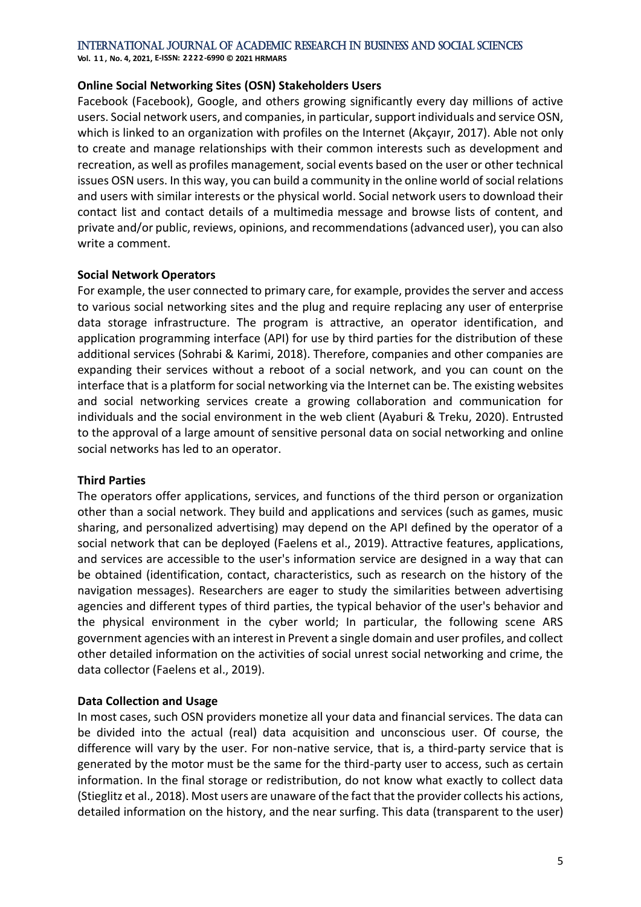### Online Social Networking Sites (OSN) Stakeholders Users

Facebook (Facebook), Google, and others growing significantly every day millions of active users. Social network users, and companies, in particular, support individuals and service OSN, which is linked to an organization with profiles on the Internet (Akçayır, 2017). Able not only to create and manage relationships with their common interests such as development and recreation, as well as profiles management, social events based on the user or other technical issues OSN users. In this way, you can build a community in the online world of social relations and users with similar interests or the physical world. Social network users to download their contact list and contact details of a multimedia message and browse lists of content, and private and/or public, reviews, opinions, and recommendations (advanced user), you can also write a comment.

### Social Network Operators

For example, the user connected to primary care, for example, provides the server and access to various social networking sites and the plug and require replacing any user of enterprise data storage infrastructure. The program is attractive, an operator identification, and application programming interface (API) for use by third parties for the distribution of these additional services (Sohrabi & Karimi, 2018). Therefore, companies and other companies are expanding their services without a reboot of a social network, and you can count on the interface that is a platform for social networking via the Internet can be. The existing websites and social networking services create a growing collaboration and communication for individuals and the social environment in the web client (Ayaburi & Treku, 2020). Entrusted to the approval of a large amount of sensitive personal data on social networking and online social networks has led to an operator.

### Third Parties

The operators offer applications, services, and functions of the third person or organization other than a social network. They build and applications and services (such as games, music sharing, and personalized advertising) may depend on the API defined by the operator of a social network that can be deployed (Faelens et al., 2019). Attractive features, applications, and services are accessible to the user's information service are designed in a way that can be obtained (identification, contact, characteristics, such as research on the history of the navigation messages). Researchers are eager to study the similarities between advertising agencies and different types of third parties, the typical behavior of the user's behavior and the physical environment in the cyber world; In particular, the following scene ARS government agencies with an interest in Prevent a single domain and user profiles, and collect other detailed information on the activities of social unrest social networking and crime, the data collector (Faelens et al., 2019).

### Data Collection and Usage

In most cases, such OSN providers monetize all your data and financial services. The data can be divided into the actual (real) data acquisition and unconscious user. Of course, the difference will vary by the user. For non-native service, that is, a third-party service that is generated by the motor must be the same for the third-party user to access, such as certain information. In the final storage or redistribution, do not know what exactly to collect data (Stieglitz et al., 2018). Most users are unaware of the fact that the provider collects his actions, detailed information on the history, and the near surfing. This data (transparent to the user)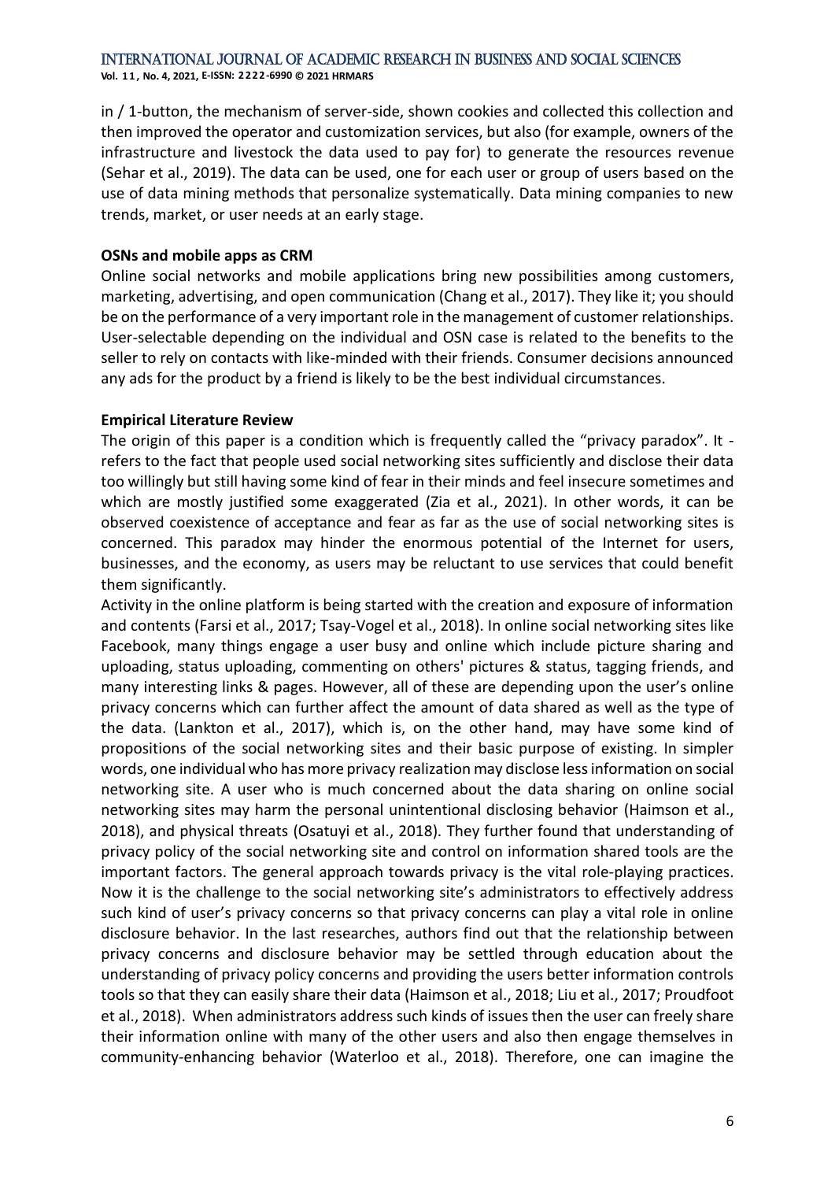in / 1-button, the mechanism of server-side, shown cookies and collected this collection and then improved the operator and customization services, but also (for example, owners of the infrastructure and livestock the data used to pay for) to generate the resources revenue (Sehar et al., 2019). The data can be used, one for each user or group of users based on the use of data mining methods that personalize systematically. Data mining companies to new trends, market, or user needs at an early stage.

**OSNs and mobile apps as CRM**

Online social networks and mobile applications bring new possibilities among customers, marketing, advertising, and open communication (Chang et al., 2017). They like it; you should be on the performance of a very important role in the management of customer relationships. User-selectable depending on the individual and OSN case is related to the benefits to the seller to rely on contacts with like-minded with their friends. Consumer decisions announced any ads for the product by a friend is likely to be the best individual circumstances.

**Empirical Literature Review**

The origin of this paper is a condition which is frequently called the "privacy paradox". It - refers to the fact that people used social networking sites sufficiently and disclose their data too willingly but still having some kind of fear in their minds and feel insecure sometimes and which are mostly justified some exaggerated (Zia et al., 2021). In other words, it can be observed coexistence of acceptance and fear as far as the use of social networking sites is concerned. This paradox may hinder the enormous potential of the Internet for users, businesses, and the economy, as users may be reluctant to use services that could benefit them significantly.

Activity in the online platform is being started with the creation and exposure of information and contents (Farsi et al., 2017; Tsay-Vogel et al., 2018). In online social networking sites like Facebook, many things engage a user busy and online which include picture sharing and uploading, status uploading, commenting on others' pictures & status, tagging friends, and many interesting links & pages. However, all of these are depending upon the user's online privacy concerns which can further affect the amount of data shared as well as the type of the data. (Lankton et al., 2017), which is, on the other hand, may have some kind of propositions of the social networking sites and their basic purpose of existing. In simpler words, one individual who has more privacy realization may disclose less information on social networking site. A user who is much concerned about the data sharing on online social networking sites may harm the personal unintentional disclosing behavior (Haimson et al., 2018), and physical threats (Osatuyi et al., 2018). They further found that understanding of privacy policy of the social networking site and control on information shared tools are the important factors. The general approach towards privacy is the vital role-playing practices. Now it is the challenge to the social networking site's administrators to effectively address such kind of user's privacy concerns so that privacy concerns can play a vital role in online disclosure behavior. In the last researches, authors find out that the relationship between privacy concerns and disclosure behavior may be settled through education about the understanding of privacy policy concerns and providing the users better information controls tools so that they can easily share their data (Haimson et al., 2018; Liu et al., 2017; Proudfoot et al., 2018). When administrators address such kinds of issues then the user can freely share their information online with many of the other users and also then engage themselves in community-enhancing behavior (Waterloo et al., 2018). Therefore, one can imagine the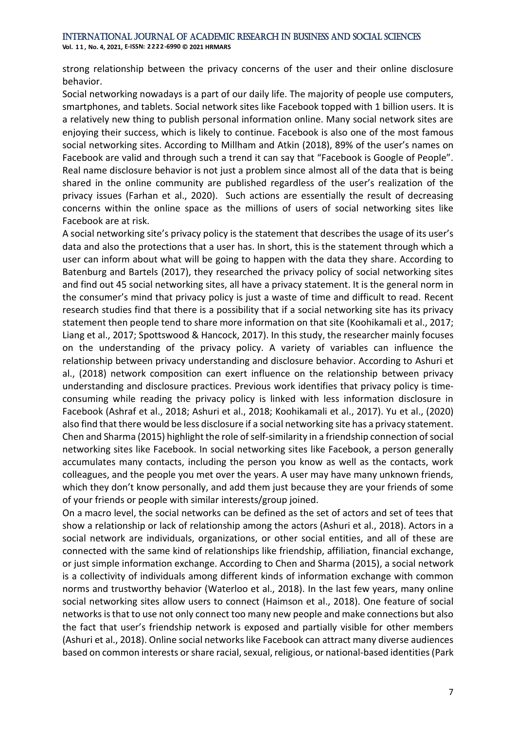strong relationship between the privacy concerns of the user and their online disclosure behavior.

Social networking nowadays is a part of our daily life. The majority of people use computers, smartphones, and tablets. Social network sites like Facebook topped with 1 billion users. It is a relatively new thing to publish personal information online. Many social network sites are enjoying their success, which is likely to continue. Facebook is also one of the most famous social networking sites. According to Millham and Atkin (2018), 89% of the user's names on Facebook are valid and through such a trend it can say that "Facebook is Google of People". Real name disclosure behavior is not just a problem since almost all of the data that is being shared in the online community are published regardless of the user's realization of the privacy issues (Farhan et al., 2020). Such actions are essentially the result of decreasing concerns within the online space as the millions of users of social networking sites like Facebook are at risk.

A social networking site's privacy policy is the statement that describes the usage of its user's data and also the protections that a user has. In short, this is the statement through which a user can inform about what will be going to happen with the data they share. According to Batenburg and Bartels (2017), they researched the privacy policy of social networking sites and find out 45 social networking sites, all have a privacy statement. It is the general norm in the consumer's mind that privacy policy is just a waste of time and difficult to read. Recent research studies find that there is a possibility that if a social networking site has its privacy statement then people tend to share more information on that site (Koohikamali et al., 2017; Liang et al., 2017; Spottswood & Hancock, 2017). In this study, the researcher mainly focuses on the understanding of the privacy policy. A variety of variables can influence the relationship between privacy understanding and disclosure behavior. According to Ashuri et al., (2018) network composition can exert influence on the relationship between privacy understanding and disclosure practices. Previous work identifies that privacy policy is time-consuming while reading the privacy policy is linked with less information disclosure in Facebook (Ashraf et al., 2018; Ashuri et al., 2018; Koohikamali et al., 2017). Yu et al., (2020) also find that there would be less disclosure if a social networking site has a privacy statement. Chen and Sharma (2015) highlight the role of self-similarity in a friendship connection of social networking sites like Facebook. In social networking sites like Facebook, a person generally accumulates many contacts, including the person you know as well as the contacts, work colleagues, and the people you met over the years. A user may have many unknown friends, which they don't know personally, and add them just because they are your friends of some of your friends or people with similar interests/group joined.

On a macro level, the social networks can be defined as the set of actors and set of tees that show a relationship or lack of relationship among the actors (Ashuri et al., 2018). Actors in a social network are individuals, organizations, or other social entities, and all of these are connected with the same kind of relationships like friendship, affiliation, financial exchange, or just simple information exchange. According to Chen and Sharma (2015), a social network is a collectivity of individuals among different kinds of information exchange with common norms and trustworthy behavior (Waterloo et al., 2018). In the last few years, many online social networking sites allow users to connect (Haimson et al., 2018). One feature of social networks is that to use not only connect too many new people and make connections but also the fact that user's friendship network is exposed and partially visible for other members (Ashuri et al., 2018). Online social networks like Facebook can attract many diverse audiences based on common interests or share racial, sexual, religious, or national-based identities (Park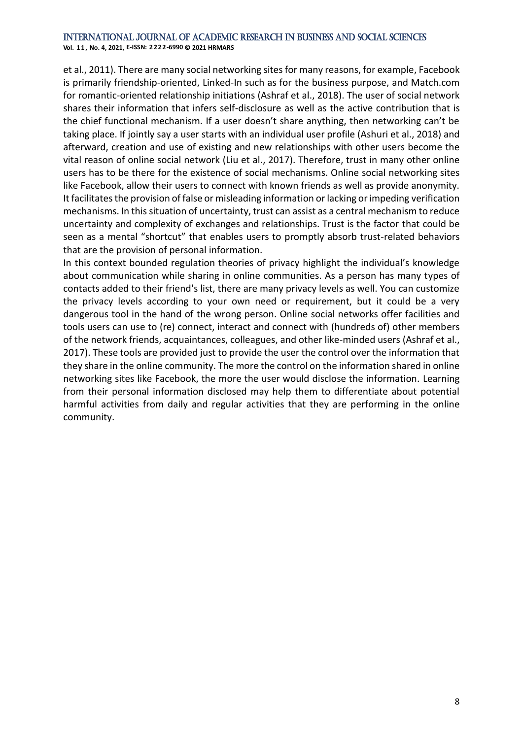et al., 2011). There are many social networking sites for many reasons, for example, Facebook is primarily friendship-oriented, Linked-In such as for the business purpose, and Match.com for romantic-oriented relationship initiations (Ashraf et al., 2018). The user of social network shares their information that infers self-disclosure as well as the active contribution that is the chief functional mechanism. If a user doesn't share anything, then networking can't be taking place. If jointly say a user starts with an individual user profile (Ashuri et al., 2018) and afterward, creation and use of existing and new relationships with other users become the vital reason of online social network (Liu et al., 2017). Therefore, trust in many other online users has to be there for the existence of social mechanisms. Online social networking sites like Facebook, allow their users to connect with known friends as well as provide anonymity. It facilitates the provision of false or misleading information or lacking or impeding verification mechanisms. In this situation of uncertainty, trust can assist as a central mechanism to reduce uncertainty and complexity of exchanges and relationships. Trust is the factor that could be seen as a mental "shortcut" that enables users to promptly absorb trust-related behaviors that are the provision of personal information.

In this context bounded regulation theories of privacy highlight the individual's knowledge about communication while sharing in online communities. As a person has many types of contacts added to their friend's list, there are many privacy levels as well. You can customize the privacy levels according to your own need or requirement, but it could be a very dangerous tool in the hand of the wrong person. Online social networks offer facilities and tools users can use to (re) connect, interact and connect with (hundreds of) other members of the network friends, acquaintances, colleagues, and other like-minded users (Ashraf et al., 2017). These tools are provided just to provide the user the control over the information that they share in the online community. The more the control on the information shared in online networking sites like Facebook, the more the user would disclose the information. Learning from their personal information disclosed may help them to differentiate about potential harmful activities from daily and regular activities that they are performing in the online community.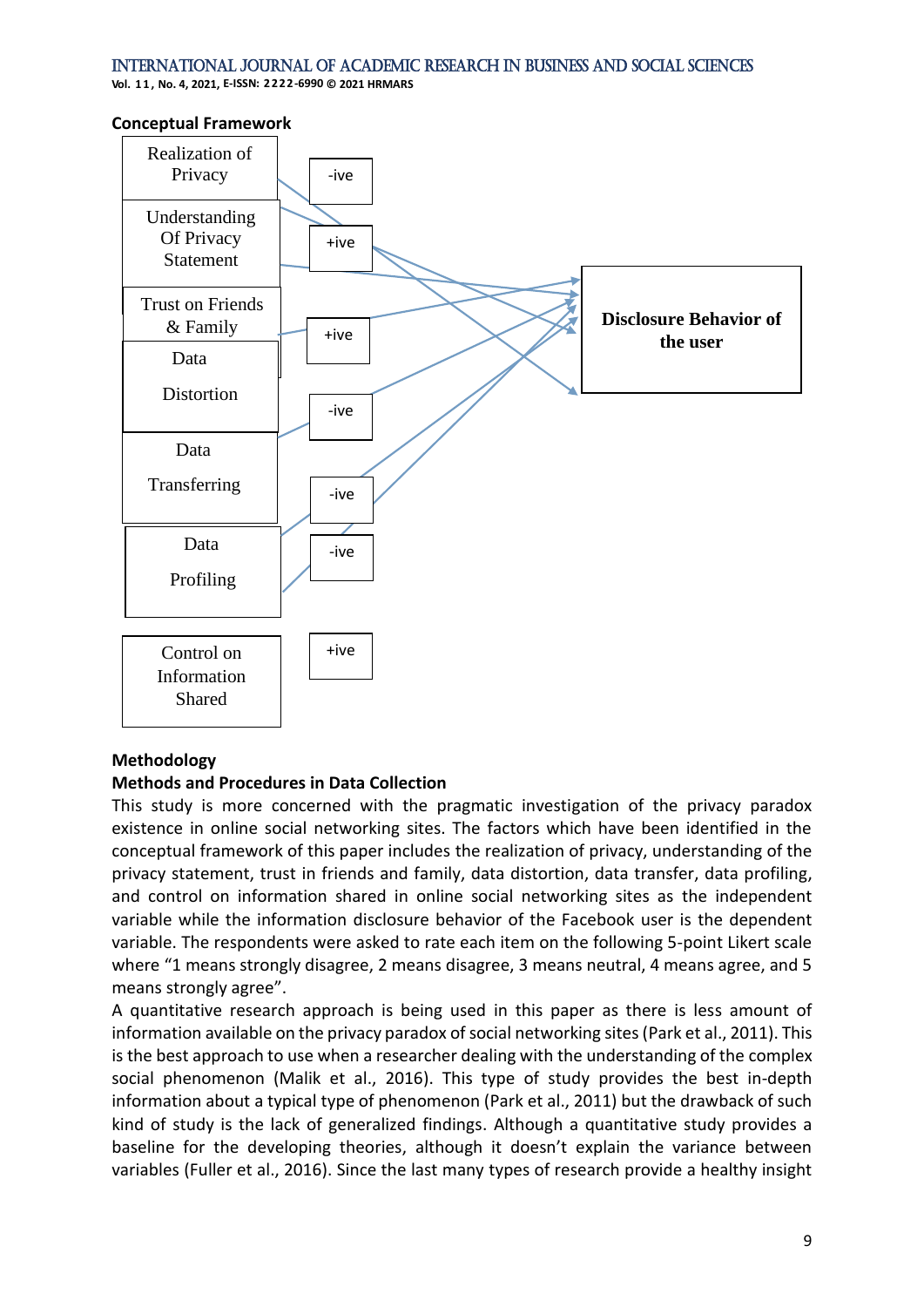**Conceptual Framework**

| Independent Variable | Relationship |
| --- | --- |
| Realization of Privacy | -ive |
| Understanding Of Privacy Statement | +ive |
| Trust on Friends & Family | +ive |
| Data Distortion | -ive |
| Data Transferring | -ive |
| Data Profiling | -ive |
| Control on Information Shared | +ive |

Dependent variable: **Disclosure Behavior of the user**

**Methodology**

**Methods and Procedures in Data Collection**

This study is more concerned with the pragmatic investigation of the privacy paradox existence in online social networking sites. The factors which have been identified in the conceptual framework of this paper includes the realization of privacy, understanding of the privacy statement, trust in friends and family, data distortion, data transfer, data profiling, and control on information shared in online social networking sites as the independent variable while the information disclosure behavior of the Facebook user is the dependent variable. The respondents were asked to rate each item on the following 5-point Likert scale where "1 means strongly disagree, 2 means disagree, 3 means neutral, 4 means agree, and 5 means strongly agree".

A quantitative research approach is being used in this paper as there is less amount of information available on the privacy paradox of social networking sites (Park et al., 2011). This is the best approach to use when a researcher dealing with the understanding of the complex social phenomenon (Malik et al., 2016). This type of study provides the best in-depth information about a typical type of phenomenon (Park et al., 2011) but the drawback of such kind of study is the lack of generalized findings. Although a quantitative study provides a baseline for the developing theories, although it doesn't explain the variance between variables (Fuller et al., 2016). Since the last many types of research provide a healthy insight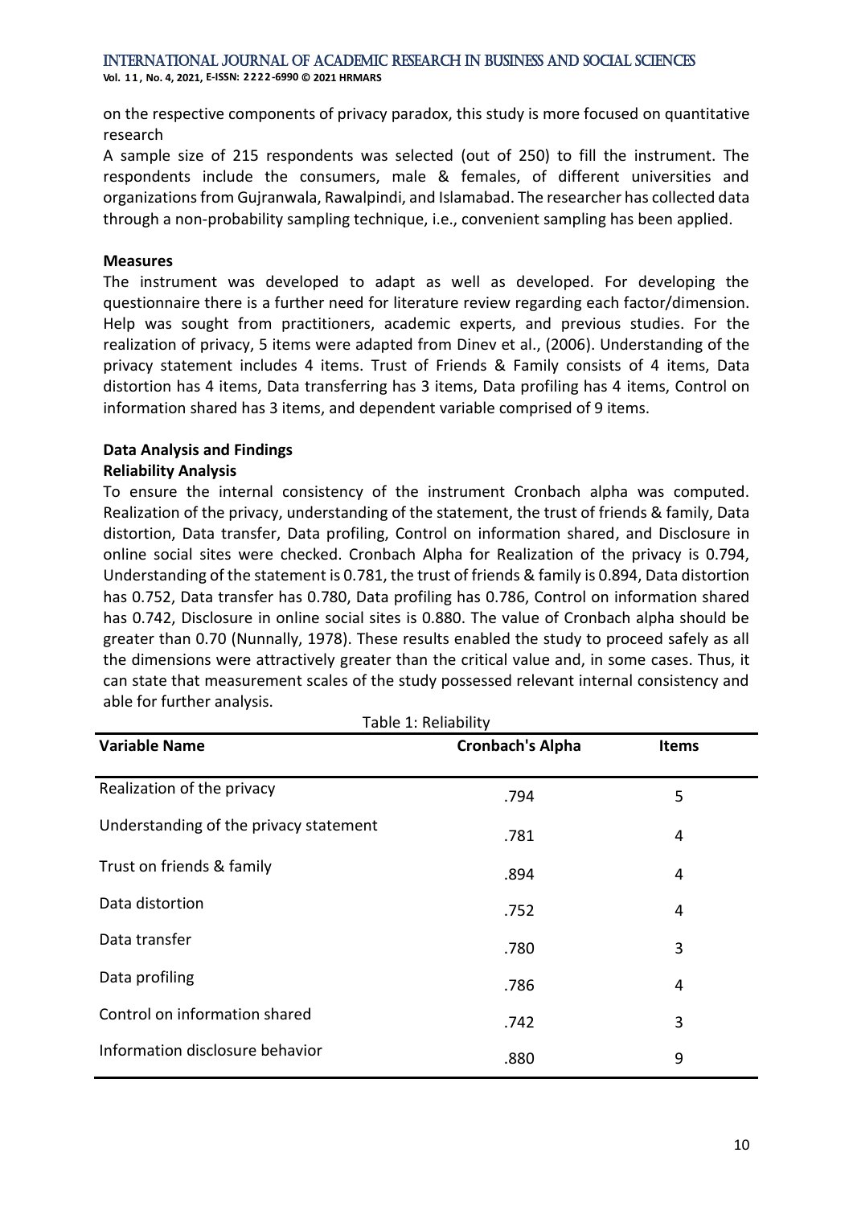on the respective components of privacy paradox, this study is more focused on quantitative research

A sample size of 215 respondents was selected (out of 250) to fill the instrument. The respondents include the consumers, male & females, of different universities and organizations from Gujranwala, Rawalpindi, and Islamabad. The researcher has collected data through a non-probability sampling technique, i.e., convenient sampling has been applied.

**Measures**

The instrument was developed to adapt as well as developed. For developing the questionnaire there is a further need for literature review regarding each factor/dimension. Help was sought from practitioners, academic experts, and previous studies. For the realization of privacy, 5 items were adapted from Dinev et al., (2006). Understanding of the privacy statement includes 4 items. Trust of Friends & Family consists of 4 items, Data distortion has 4 items, Data transferring has 3 items, Data profiling has 4 items, Control on information shared has 3 items, and dependent variable comprised of 9 items.

**Data Analysis and Findings**

**Reliability Analysis**

To ensure the internal consistency of the instrument Cronbach alpha was computed. Realization of the privacy, understanding of the statement, the trust of friends & family, Data distortion, Data transfer, Data profiling, Control on information shared, and Disclosure in online social sites were checked. Cronbach Alpha for Realization of the privacy is 0.794, Understanding of the statement is 0.781, the trust of friends & family is 0.894, Data distortion has 0.752, Data transfer has 0.780, Data profiling has 0.786, Control on information shared has 0.742, Disclosure in online social sites is 0.880. The value of Cronbach alpha should be greater than 0.70 (Nunnally, 1978). These results enabled the study to proceed safely as all the dimensions were attractively greater than the critical value and, in some cases. Thus, it can state that measurement scales of the study possessed relevant internal consistency and able for further analysis.

Table 1: Reliability

| Variable Name | Cronbach's Alpha | Items |
|---|---|---|
| Realization of the privacy | .794 | 5 |
| Understanding of the privacy statement | .781 | 4 |
| Trust on friends & family | .894 | 4 |
| Data distortion | .752 | 4 |
| Data transfer | .780 | 3 |
| Data profiling | .786 | 4 |
| Control on information shared | .742 | 3 |
| Information disclosure behavior | .880 | 9 |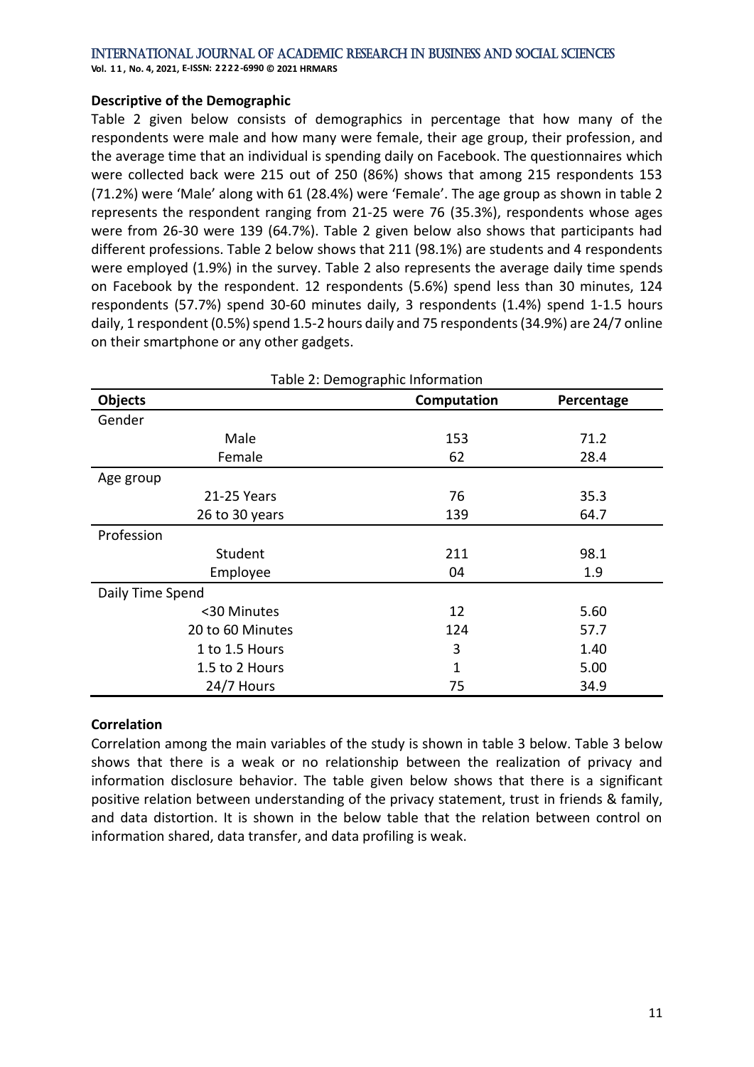**Descriptive of the Demographic**

Table 2 given below consists of demographics in percentage that how many of the respondents were male and how many were female, their age group, their profession, and the average time that an individual is spending daily on Facebook. The questionnaires which were collected back were 215 out of 250 (86%) shows that among 215 respondents 153 (71.2%) were 'Male' along with 61 (28.4%) were 'Female'. The age group as shown in table 2 represents the respondent ranging from 21-25 were 76 (35.3%), respondents whose ages were from 26-30 were 139 (64.7%). Table 2 given below also shows that participants had different professions. Table 2 below shows that 211 (98.1%) are students and 4 respondents were employed (1.9%) in the survey. Table 2 also represents the average daily time spends on Facebook by the respondent. 12 respondents (5.6%) spend less than 30 minutes, 124 respondents (57.7%) spend 30-60 minutes daily, 3 respondents (1.4%) spend 1-1.5 hours daily, 1 respondent (0.5%) spend 1.5-2 hours daily and 75 respondents (34.9%) are 24/7 online on their smartphone or any other gadgets.

Table 2: Demographic Information

| Objects | Computation | Percentage |
|---|---|---|
| Gender | | |
| Male | 153 | 71.2 |
| Female | 62 | 28.4 |
| Age group | | |
| 21-25 Years | 76 | 35.3 |
| 26 to 30 years | 139 | 64.7 |
| Profession | | |
| Student | 211 | 98.1 |
| Employee | 04 | 1.9 |
| Daily Time Spend | | |
| <30 Minutes | 12 | 5.60 |
| 20 to 60 Minutes | 124 | 57.7 |
| 1 to 1.5 Hours | 3 | 1.40 |
| 1.5 to 2 Hours | 1 | 5.00 |
| 24/7 Hours | 75 | 34.9 |

**Correlation**

Correlation among the main variables of the study is shown in table 3 below. Table 3 below shows that there is a weak or no relationship between the realization of privacy and information disclosure behavior. The table given below shows that there is a significant positive relation between understanding of the privacy statement, trust in friends & family, and data distortion. It is shown in the below table that the relation between control on information shared, data transfer, and data profiling is weak.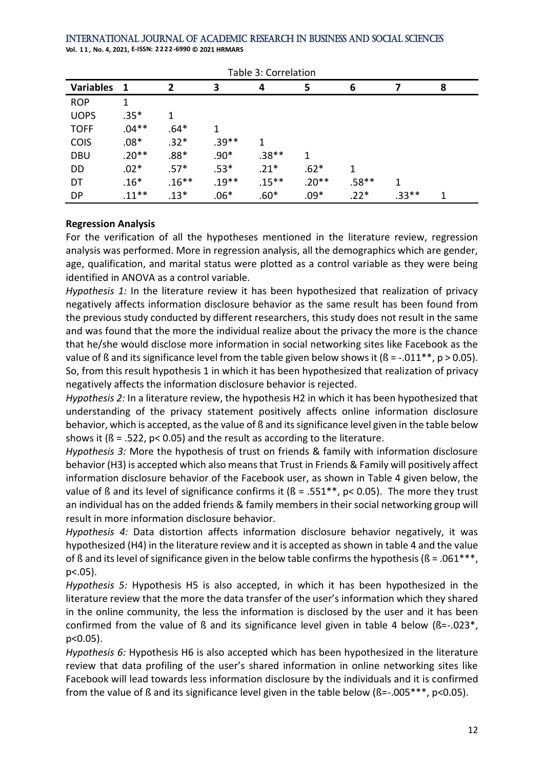Table 3: Correlation

| Variables | 1 | 2 | 3 | 4 | 5 | 6 | 7 | 8 |
|---|---|---|---|---|---|---|---|---|
| ROP | 1 | | | | | | | |
| UOPS | .35* | 1 | | | | | | |
| TOFF | .04** | .64* | 1 | | | | | |
| COIS | .08* | .32* | .39** | 1 | | | | |
| DBU | .20** | .88* | .90* | .38** | 1 | | | |
| DD | .02* | .57* | .53* | .21* | .62* | 1 | | |
| DT | .16* | .16** | .19** | .15** | .20** | .58** | 1 | |
| DP | .11** | .13* | .06* | .60* | .09* | .22* | .33** | 1 |

**Regression Analysis**

For the verification of all the hypotheses mentioned in the literature review, regression analysis was performed. More in regression analysis, all the demographics which are gender, age, qualification, and marital status were plotted as a control variable as they were being identified in ANOVA as a control variable.

*Hypothesis 1:* In the literature review it has been hypothesized that realization of privacy negatively affects information disclosure behavior as the same result has been found from the previous study conducted by different researchers, this study does not result in the same and was found that the more the individual realize about the privacy the more is the chance that he/she would disclose more information in social networking sites like Facebook as the value of ß and its significance level from the table given below shows it (ß = -.011**, $p > 0.05$). So, from this result hypothesis 1 in which it has been hypothesized that realization of privacy negatively affects the information disclosure behavior is rejected.

*Hypothesis 2:* In a literature review, the hypothesis H2 in which it has been hypothesized that understanding of the privacy statement positively affects online information disclosure behavior, which is accepted, as the value of ß and its significance level given in the table below shows it (ß = .522, $p< 0.05$) and the result as according to the literature.

*Hypothesis 3:* More the hypothesis of trust on friends & family with information disclosure behavior (H3) is accepted which also means that Trust in Friends & Family will positively affect information disclosure behavior of the Facebook user, as shown in Table 4 given below, the value of ß and its level of significance confirms it (ß = .551**, $p< 0.05$). The more they trust an individual has on the added friends & family members in their social networking group will result in more information disclosure behavior.

*Hypothesis 4:* Data distortion affects information disclosure behavior negatively, it was hypothesized (H4) in the literature review and it is accepted as shown in table 4 and the value of ß and its level of significance given in the below table confirms the hypothesis (ß = .061***, $p<.05$).

*Hypothesis 5:* Hypothesis H5 is also accepted, in which it has been hypothesized in the literature review that the more the data transfer of the user's information which they shared in the online community, the less the information is disclosed by the user and it has been confirmed from the value of ß and its significance level given in table 4 below (ß=-.023*, $p<0.05$).

*Hypothesis 6:* Hypothesis H6 is also accepted which has been hypothesized in the literature review that data profiling of the user's shared information in online networking sites like Facebook will lead towards less information disclosure by the individuals and it is confirmed from the value of ß and its significance level given in the table below (ß=-.005***, $p<0.05$).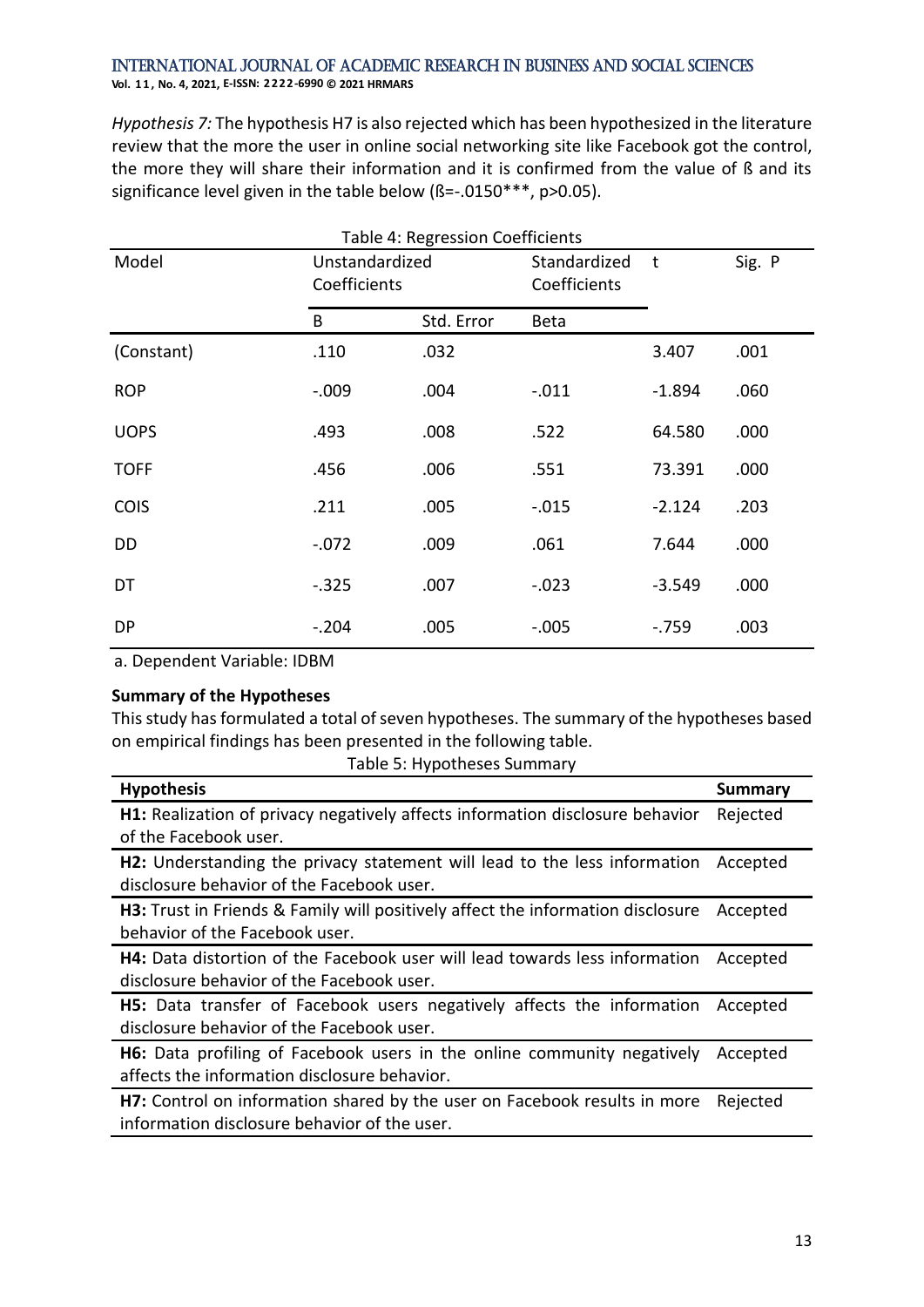*Hypothesis 7:* The hypothesis H7 is also rejected which has been hypothesized in the literature review that the more the user in online social networking site like Facebook got the control, the more they will share their information and it is confirmed from the value of ß and its significance level given in the table below (ß=-.0150***, p>0.05).

Table 4: Regression Coefficients

| Model | Unstandardized Coefficients | | Standardized Coefficients | t | Sig. P |
|---|---|---|---|---|---|
| | B | Std. Error | Beta | | |
| (Constant) | .110 | .032 | | 3.407 | .001 |
| ROP | -.009 | .004 | -.011 | -1.894 | .060 |
| UOPS | .493 | .008 | .522 | 64.580 | .000 |
| TOFF | .456 | .006 | .551 | 73.391 | .000 |
| COIS | .211 | .005 | -.015 | -2.124 | .203 |
| DD | -.072 | .009 | .061 | 7.644 | .000 |
| DT | -.325 | .007 | -.023 | -3.549 | .000 |
| DP | -.204 | .005 | -.005 | -.759 | .003 |

a. Dependent Variable: IDBM

**Summary of the Hypotheses**

This study has formulated a total of seven hypotheses. The summary of the hypotheses based on empirical findings has been presented in the following table.

Table 5: Hypotheses Summary

| Hypothesis | Summary |
|---|---|
| **H1:** Realization of privacy negatively affects information disclosure behavior of the Facebook user. | Rejected |
| **H2:** Understanding the privacy statement will lead to the less information disclosure behavior of the Facebook user. | Accepted |
| **H3:** Trust in Friends & Family will positively affect the information disclosure behavior of the Facebook user. | Accepted |
| **H4:** Data distortion of the Facebook user will lead towards less information disclosure behavior of the Facebook user. | Accepted |
| **H5:** Data transfer of Facebook users negatively affects the information disclosure behavior of the Facebook user. | Accepted |
| **H6:** Data profiling of Facebook users in the online community negatively affects the information disclosure behavior. | Accepted |
| **H7:** Control on information shared by the user on Facebook results in more information disclosure behavior of the user. | Rejected |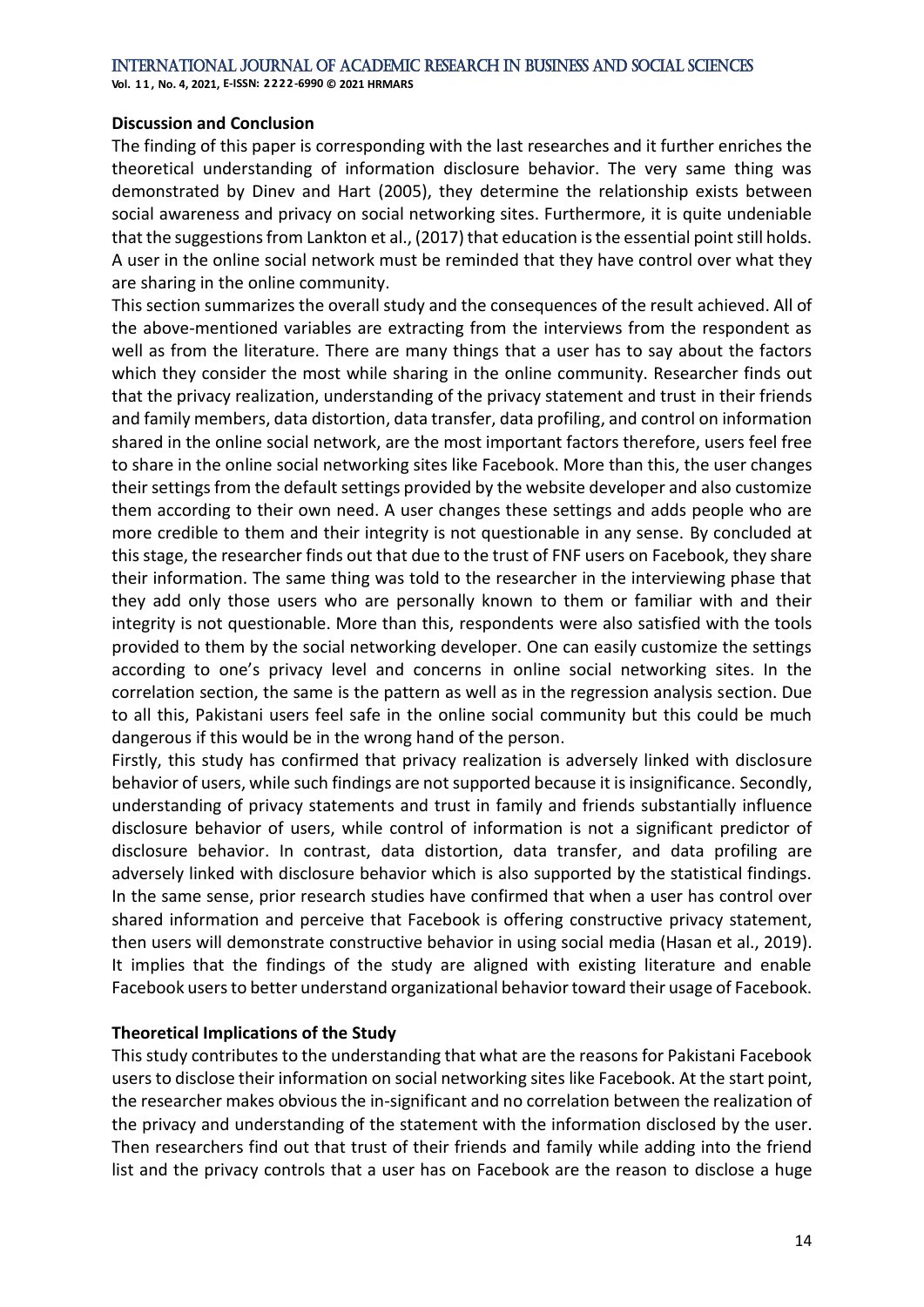### Discussion and Conclusion

The finding of this paper is corresponding with the last researches and it further enriches the theoretical understanding of information disclosure behavior. The very same thing was demonstrated by Dinev and Hart (2005), they determine the relationship exists between social awareness and privacy on social networking sites. Furthermore, it is quite undeniable that the suggestions from Lankton et al., (2017) that education is the essential point still holds. A user in the online social network must be reminded that they have control over what they are sharing in the online community.

This section summarizes the overall study and the consequences of the result achieved. All of the above-mentioned variables are extracting from the interviews from the respondent as well as from the literature. There are many things that a user has to say about the factors which they consider the most while sharing in the online community. Researcher finds out that the privacy realization, understanding of the privacy statement and trust in their friends and family members, data distortion, data transfer, data profiling, and control on information shared in the online social network, are the most important factors therefore, users feel free to share in the online social networking sites like Facebook. More than this, the user changes their settings from the default settings provided by the website developer and also customize them according to their own need. A user changes these settings and adds people who are more credible to them and their integrity is not questionable in any sense. By concluded at this stage, the researcher finds out that due to the trust of FNF users on Facebook, they share their information. The same thing was told to the researcher in the interviewing phase that they add only those users who are personally known to them or familiar with and their integrity is not questionable. More than this, respondents were also satisfied with the tools provided to them by the social networking developer. One can easily customize the settings according to one's privacy level and concerns in online social networking sites. In the correlation section, the same is the pattern as well as in the regression analysis section. Due to all this, Pakistani users feel safe in the online social community but this could be much dangerous if this would be in the wrong hand of the person.

Firstly, this study has confirmed that privacy realization is adversely linked with disclosure behavior of users, while such findings are not supported because it is insignificance. Secondly, understanding of privacy statements and trust in family and friends substantially influence disclosure behavior of users, while control of information is not a significant predictor of disclosure behavior. In contrast, data distortion, data transfer, and data profiling are adversely linked with disclosure behavior which is also supported by the statistical findings. In the same sense, prior research studies have confirmed that when a user has control over shared information and perceive that Facebook is offering constructive privacy statement, then users will demonstrate constructive behavior in using social media (Hasan et al., 2019). It implies that the findings of the study are aligned with existing literature and enable Facebook users to better understand organizational behavior toward their usage of Facebook.

### Theoretical Implications of the Study

This study contributes to the understanding that what are the reasons for Pakistani Facebook users to disclose their information on social networking sites like Facebook. At the start point, the researcher makes obvious the in-significant and no correlation between the realization of the privacy and understanding of the statement with the information disclosed by the user. Then researchers find out that trust of their friends and family while adding into the friend list and the privacy controls that a user has on Facebook are the reason to disclose a huge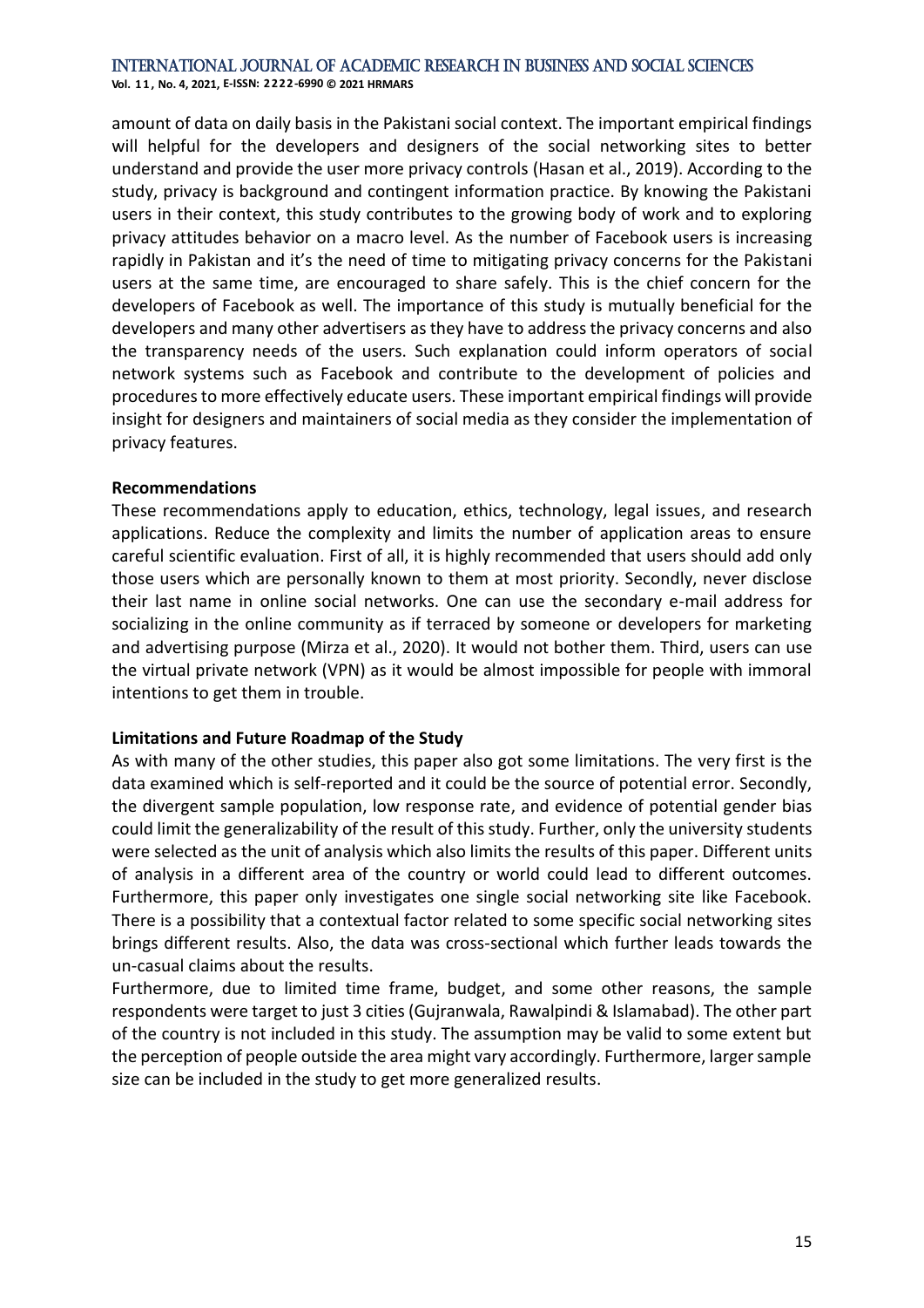amount of data on daily basis in the Pakistani social context. The important empirical findings will helpful for the developers and designers of the social networking sites to better understand and provide the user more privacy controls (Hasan et al., 2019). According to the study, privacy is background and contingent information practice. By knowing the Pakistani users in their context, this study contributes to the growing body of work and to exploring privacy attitudes behavior on a macro level. As the number of Facebook users is increasing rapidly in Pakistan and it's the need of time to mitigating privacy concerns for the Pakistani users at the same time, are encouraged to share safely. This is the chief concern for the developers of Facebook as well. The importance of this study is mutually beneficial for the developers and many other advertisers as they have to address the privacy concerns and also the transparency needs of the users. Such explanation could inform operators of social network systems such as Facebook and contribute to the development of policies and procedures to more effectively educate users. These important empirical findings will provide insight for designers and maintainers of social media as they consider the implementation of privacy features.

**Recommendations**

These recommendations apply to education, ethics, technology, legal issues, and research applications. Reduce the complexity and limits the number of application areas to ensure careful scientific evaluation. First of all, it is highly recommended that users should add only those users which are personally known to them at most priority. Secondly, never disclose their last name in online social networks. One can use the secondary e-mail address for socializing in the online community as if terraced by someone or developers for marketing and advertising purpose (Mirza et al., 2020). It would not bother them. Third, users can use the virtual private network (VPN) as it would be almost impossible for people with immoral intentions to get them in trouble.

**Limitations and Future Roadmap of the Study**

As with many of the other studies, this paper also got some limitations. The very first is the data examined which is self-reported and it could be the source of potential error. Secondly, the divergent sample population, low response rate, and evidence of potential gender bias could limit the generalizability of the result of this study. Further, only the university students were selected as the unit of analysis which also limits the results of this paper. Different units of analysis in a different area of the country or world could lead to different outcomes. Furthermore, this paper only investigates one single social networking site like Facebook. There is a possibility that a contextual factor related to some specific social networking sites brings different results. Also, the data was cross-sectional which further leads towards the un-casual claims about the results.

Furthermore, due to limited time frame, budget, and some other reasons, the sample respondents were target to just 3 cities (Gujranwala, Rawalpindi & Islamabad). The other part of the country is not included in this study. The assumption may be valid to some extent but the perception of people outside the area might vary accordingly. Furthermore, larger sample size can be included in the study to get more generalized results.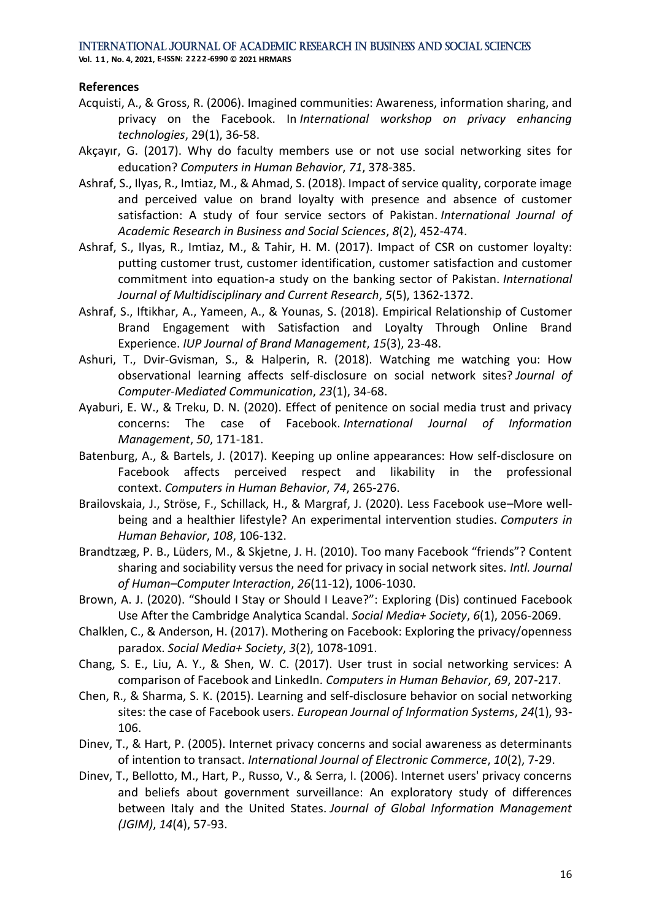**References**

Acquisti, A., & Gross, R. (2006). Imagined communities: Awareness, information sharing, and privacy on the Facebook. In *International workshop on privacy enhancing technologies*, 29(1), 36-58.

Akçayır, G. (2017). Why do faculty members use or not use social networking sites for education? *Computers in Human Behavior*, *71*, 378-385.

Ashraf, S., Ilyas, R., Imtiaz, M., & Ahmad, S. (2018). Impact of service quality, corporate image and perceived value on brand loyalty with presence and absence of customer satisfaction: A study of four service sectors of Pakistan. *International Journal of Academic Research in Business and Social Sciences*, *8*(2), 452-474.

Ashraf, S., Ilyas, R., Imtiaz, M., & Tahir, H. M. (2017). Impact of CSR on customer loyalty: putting customer trust, customer identification, customer satisfaction and customer commitment into equation-a study on the banking sector of Pakistan. *International Journal of Multidisciplinary and Current Research*, *5*(5), 1362-1372.

Ashraf, S., Iftikhar, A., Yameen, A., & Younas, S. (2018). Empirical Relationship of Customer Brand Engagement with Satisfaction and Loyalty Through Online Brand Experience. *IUP Journal of Brand Management*, *15*(3), 23-48.

Ashuri, T., Dvir-Gvisman, S., & Halperin, R. (2018). Watching me watching you: How observational learning affects self-disclosure on social network sites? *Journal of Computer-Mediated Communication*, *23*(1), 34-68.

Ayaburi, E. W., & Treku, D. N. (2020). Effect of penitence on social media trust and privacy concerns: The case of Facebook. *International Journal of Information Management*, *50*, 171-181.

Batenburg, A., & Bartels, J. (2017). Keeping up online appearances: How self-disclosure on Facebook affects perceived respect and likability in the professional context. *Computers in Human Behavior*, *74*, 265-276.

Brailovskaia, J., Ströse, F., Schillack, H., & Margraf, J. (2020). Less Facebook use–More well-being and a healthier lifestyle? An experimental intervention studies. *Computers in Human Behavior*, *108*, 106-132.

Brandtzæg, P. B., Lüders, M., & Skjetne, J. H. (2010). Too many Facebook "friends"? Content sharing and sociability versus the need for privacy in social network sites. *Intl. Journal of Human–Computer Interaction*, *26*(11-12), 1006-1030.

Brown, A. J. (2020). "Should I Stay or Should I Leave?": Exploring (Dis) continued Facebook Use After the Cambridge Analytica Scandal. *Social Media+ Society*, *6*(1), 2056-2069.

Chalklen, C., & Anderson, H. (2017). Mothering on Facebook: Exploring the privacy/openness paradox. *Social Media+ Society*, *3*(2), 1078-1091.

Chang, S. E., Liu, A. Y., & Shen, W. C. (2017). User trust in social networking services: A comparison of Facebook and LinkedIn. *Computers in Human Behavior*, *69*, 207-217.

Chen, R., & Sharma, S. K. (2015). Learning and self-disclosure behavior on social networking sites: the case of Facebook users. *European Journal of Information Systems*, *24*(1), 93-106.

Dinev, T., & Hart, P. (2005). Internet privacy concerns and social awareness as determinants of intention to transact. *International Journal of Electronic Commerce*, *10*(2), 7-29.

Dinev, T., Bellotto, M., Hart, P., Russo, V., & Serra, I. (2006). Internet users' privacy concerns and beliefs about government surveillance: An exploratory study of differences between Italy and the United States. *Journal of Global Information Management (JGIM)*, *14*(4), 57-93.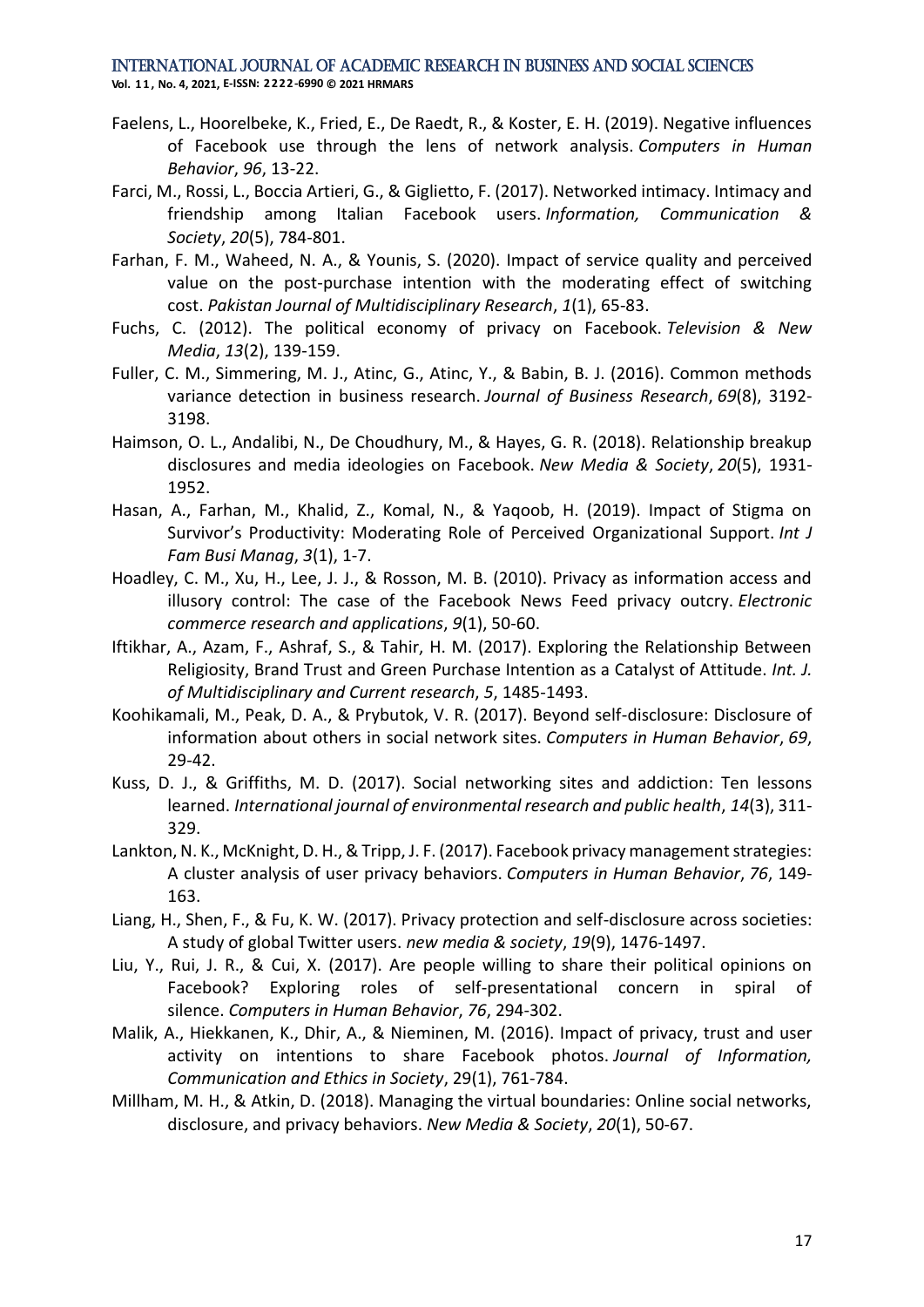Faelens, L., Hoorelbeke, K., Fried, E., De Raedt, R., & Koster, E. H. (2019). Negative influences of Facebook use through the lens of network analysis. *Computers in Human Behavior*, *96*, 13-22.

Farci, M., Rossi, L., Boccia Artieri, G., & Giglietto, F. (2017). Networked intimacy. Intimacy and friendship among Italian Facebook users. *Information, Communication & Society*, *20*(5), 784-801.

Farhan, F. M., Waheed, N. A., & Younis, S. (2020). Impact of service quality and perceived value on the post-purchase intention with the moderating effect of switching cost. *Pakistan Journal of Multidisciplinary Research*, *1*(1), 65-83.

Fuchs, C. (2012). The political economy of privacy on Facebook. *Television & New Media*, *13*(2), 139-159.

Fuller, C. M., Simmering, M. J., Atinc, G., Atinc, Y., & Babin, B. J. (2016). Common methods variance detection in business research. *Journal of Business Research*, *69*(8), 3192-3198.

Haimson, O. L., Andalibi, N., De Choudhury, M., & Hayes, G. R. (2018). Relationship breakup disclosures and media ideologies on Facebook. *New Media & Society*, *20*(5), 1931-1952.

Hasan, A., Farhan, M., Khalid, Z., Komal, N., & Yaqoob, H. (2019). Impact of Stigma on Survivor's Productivity: Moderating Role of Perceived Organizational Support. *Int J Fam Busi Manag*, *3*(1), 1-7.

Hoadley, C. M., Xu, H., Lee, J. J., & Rosson, M. B. (2010). Privacy as information access and illusory control: The case of the Facebook News Feed privacy outcry. *Electronic commerce research and applications*, *9*(1), 50-60.

Iftikhar, A., Azam, F., Ashraf, S., & Tahir, H. M. (2017). Exploring the Relationship Between Religiosity, Brand Trust and Green Purchase Intention as a Catalyst of Attitude. *Int. J. of Multidisciplinary and Current research*, *5*, 1485-1493.

Koohikamali, M., Peak, D. A., & Prybutok, V. R. (2017). Beyond self-disclosure: Disclosure of information about others in social network sites. *Computers in Human Behavior*, *69*, 29-42.

Kuss, D. J., & Griffiths, M. D. (2017). Social networking sites and addiction: Ten lessons learned. *International journal of environmental research and public health*, *14*(3), 311-329.

Lankton, N. K., McKnight, D. H., & Tripp, J. F. (2017). Facebook privacy management strategies: A cluster analysis of user privacy behaviors. *Computers in Human Behavior*, *76*, 149-163.

Liang, H., Shen, F., & Fu, K. W. (2017). Privacy protection and self-disclosure across societies: A study of global Twitter users. *new media & society*, *19*(9), 1476-1497.

Liu, Y., Rui, J. R., & Cui, X. (2017). Are people willing to share their political opinions on Facebook? Exploring roles of self-presentational concern in spiral of silence. *Computers in Human Behavior*, *76*, 294-302.

Malik, A., Hiekkanen, K., Dhir, A., & Nieminen, M. (2016). Impact of privacy, trust and user activity on intentions to share Facebook photos. *Journal of Information, Communication and Ethics in Society*, 29(1), 761-784.

Millham, M. H., & Atkin, D. (2018). Managing the virtual boundaries: Online social networks, disclosure, and privacy behaviors. *New Media & Society*, *20*(1), 50-67.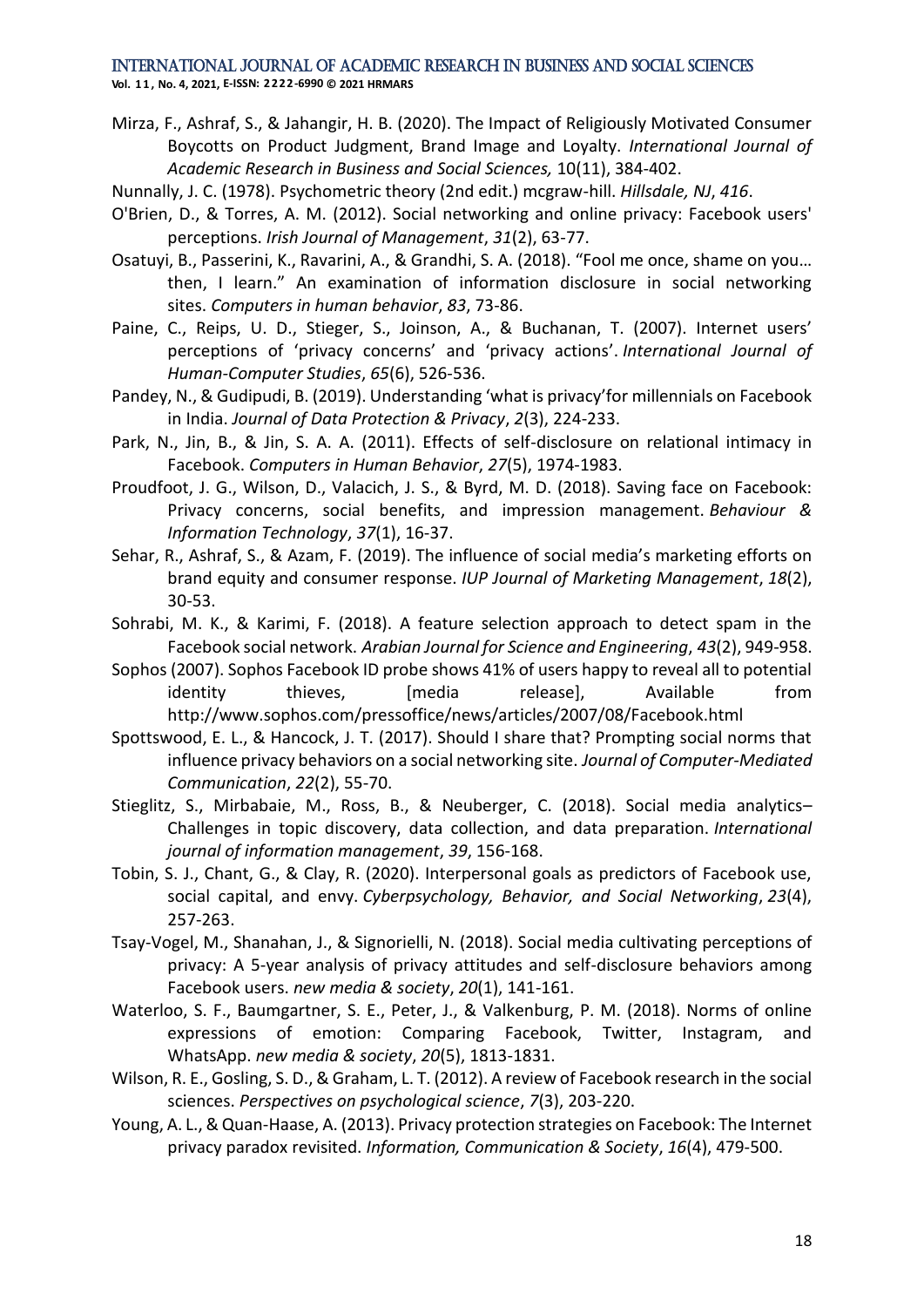Mirza, F., Ashraf, S., & Jahangir, H. B. (2020). The Impact of Religiously Motivated Consumer Boycotts on Product Judgment, Brand Image and Loyalty. *International Journal of Academic Research in Business and Social Sciences,* 10(11), 384-402.

Nunnally, J. C. (1978). Psychometric theory (2nd edit.) mcgraw-hill. *Hillsdale, NJ*, *416*.

O'Brien, D., & Torres, A. M. (2012). Social networking and online privacy: Facebook users' perceptions. *Irish Journal of Management*, *31*(2), 63-77.

Osatuyi, B., Passerini, K., Ravarini, A., & Grandhi, S. A. (2018). "Fool me once, shame on you… then, I learn." An examination of information disclosure in social networking sites. *Computers in human behavior*, *83*, 73-86.

Paine, C., Reips, U. D., Stieger, S., Joinson, A., & Buchanan, T. (2007). Internet users' perceptions of 'privacy concerns' and 'privacy actions'. *International Journal of Human-Computer Studies*, *65*(6), 526-536.

Pandey, N., & Gudipudi, B. (2019). Understanding 'what is privacy'for millennials on Facebook in India. *Journal of Data Protection & Privacy*, *2*(3), 224-233.

Park, N., Jin, B., & Jin, S. A. A. (2011). Effects of self-disclosure on relational intimacy in Facebook. *Computers in Human Behavior*, *27*(5), 1974-1983.

Proudfoot, J. G., Wilson, D., Valacich, J. S., & Byrd, M. D. (2018). Saving face on Facebook: Privacy concerns, social benefits, and impression management. *Behaviour & Information Technology*, *37*(1), 16-37.

Sehar, R., Ashraf, S., & Azam, F. (2019). The influence of social media's marketing efforts on brand equity and consumer response. *IUP Journal of Marketing Management*, *18*(2), 30-53.

Sohrabi, M. K., & Karimi, F. (2018). A feature selection approach to detect spam in the Facebook social network. *Arabian Journal for Science and Engineering*, *43*(2), 949-958.

Sophos (2007). Sophos Facebook ID probe shows 41% of users happy to reveal all to potential identity thieves, [media release], Available from http://www.sophos.com/pressoffice/news/articles/2007/08/Facebook.html

Spottswood, E. L., & Hancock, J. T. (2017). Should I share that? Prompting social norms that influence privacy behaviors on a social networking site. *Journal of Computer-Mediated Communication*, *22*(2), 55-70.

Stieglitz, S., Mirbabaie, M., Ross, B., & Neuberger, C. (2018). Social media analytics–Challenges in topic discovery, data collection, and data preparation. *International journal of information management*, *39*, 156-168.

Tobin, S. J., Chant, G., & Clay, R. (2020). Interpersonal goals as predictors of Facebook use, social capital, and envy. *Cyberpsychology, Behavior, and Social Networking*, *23*(4), 257-263.

Tsay-Vogel, M., Shanahan, J., & Signorielli, N. (2018). Social media cultivating perceptions of privacy: A 5-year analysis of privacy attitudes and self-disclosure behaviors among Facebook users. *new media & society*, *20*(1), 141-161.

Waterloo, S. F., Baumgartner, S. E., Peter, J., & Valkenburg, P. M. (2018). Norms of online expressions of emotion: Comparing Facebook, Twitter, Instagram, and WhatsApp. *new media & society*, *20*(5), 1813-1831.

Wilson, R. E., Gosling, S. D., & Graham, L. T. (2012). A review of Facebook research in the social sciences. *Perspectives on psychological science*, *7*(3), 203-220.

Young, A. L., & Quan-Haase, A. (2013). Privacy protection strategies on Facebook: The Internet privacy paradox revisited. *Information, Communication & Society*, *16*(4), 479-500.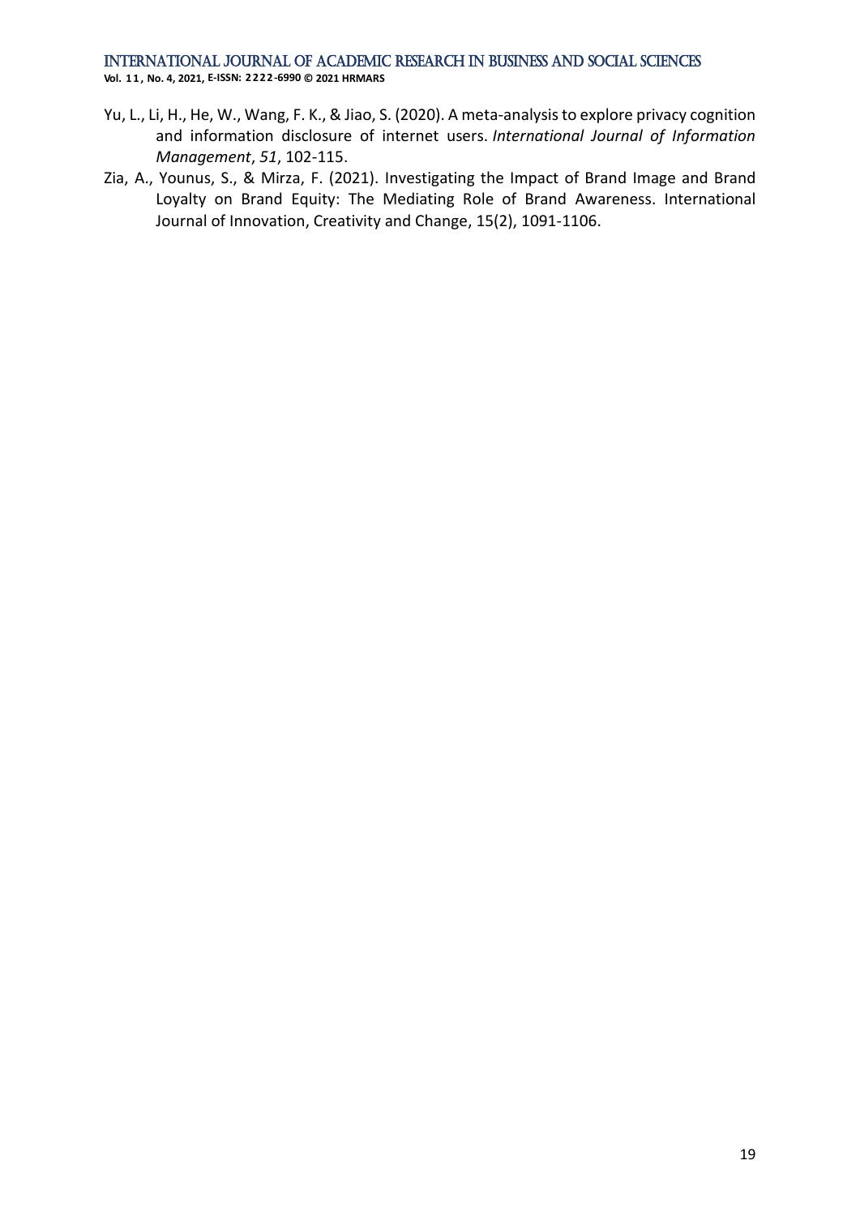Yu, L., Li, H., He, W., Wang, F. K., & Jiao, S. (2020). A meta-analysis to explore privacy cognition and information disclosure of internet users. *International Journal of Information Management*, *51*, 102-115.

Zia, A., Younus, S., & Mirza, F. (2021). Investigating the Impact of Brand Image and Brand Loyalty on Brand Equity: The Mediating Role of Brand Awareness. International Journal of Innovation, Creativity and Change, 15(2), 1091-1106.